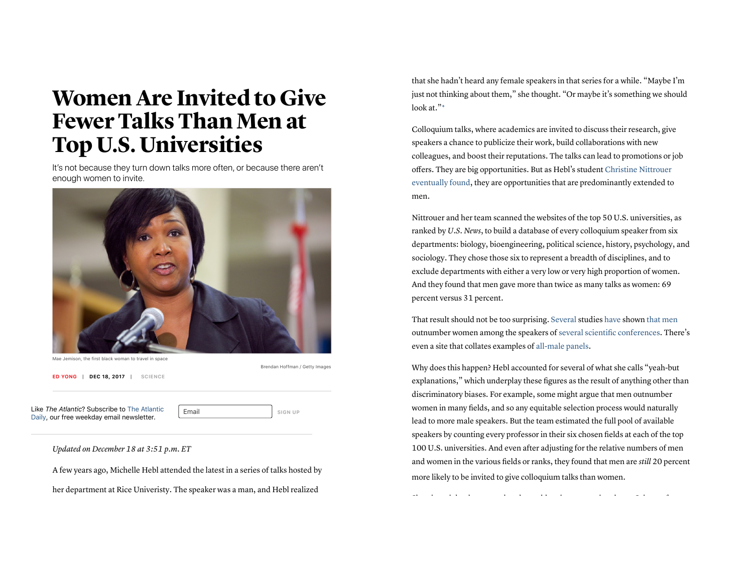# Women Are Invited to Give Fewer Talks Than Men at Top U.S. Universities

It's not because they turn down talks more often, or because there aren't enough women to invite.

Mae Jemison, the first black woman to travel in space

Brendan Hoffman / Getty Images

ED YONG | DEC 18, 2017 | SCIENCE

Like *The Atlantic*? Subscribe to The Atlantic Daily, our free weekday email newsletter.

*Updated on December 18 at 3:51 p.m. ET*

A few years ago, Michelle Hebl attended the latest in a series of talks hosted by her department at Rice Univeristy. The speaker was a man, and Hebl realized that she hadn't heard any female speakers in that series for a while. "Maybe I'm just not thinking about them," she thought. "Or maybe it's something we should look at."*

Colloquium talks, where academics are invited to discuss their research, give speakers a chance to publicize their work, build collaborations with new colleagues, and boost their reputations. The talks can lead to promotions or job offers. They are big opportunities. But as Hebl's student Christine Nittrouer eventually found, they are opportunities that are predominantly extended to men.

Nittrouer and her team scanned the websites of the top 50 U.S. universities, as ranked by *U.S. News*, to build a database of every colloquium speaker from six departments: biology, bioengineering, political science, history, psychology, and sociology. They chose those six to represent a breadth of disciplines, and to exclude departments with either a very low or very high proportion of women. And they found that men gave more than twice as many talks as women: 69 percent versus 31 percent.

That result should not be too surprising. Several studies have shown that men outnumber women among the speakers of several scientific conferences. There's even a site that collates examples of all-male panels.

Why does this happen? Hebl accounted for several of what she calls "yeah-but explanations," which underplay these figures as the result of anything other than discriminatory biases. For example, some might argue that men outnumber women in many fields, and so any equitable selection process would naturally lead to more male speakers. But the team estimated the full pool of available speakers by counting every professor in their six chosen fields at each of the top 100 U.S. universities. And even after adjusting for the relative numbers of men and women in the various fields or ranks, they found that men are *still* 20 percent more likely to be invited to give colloquium talks than women.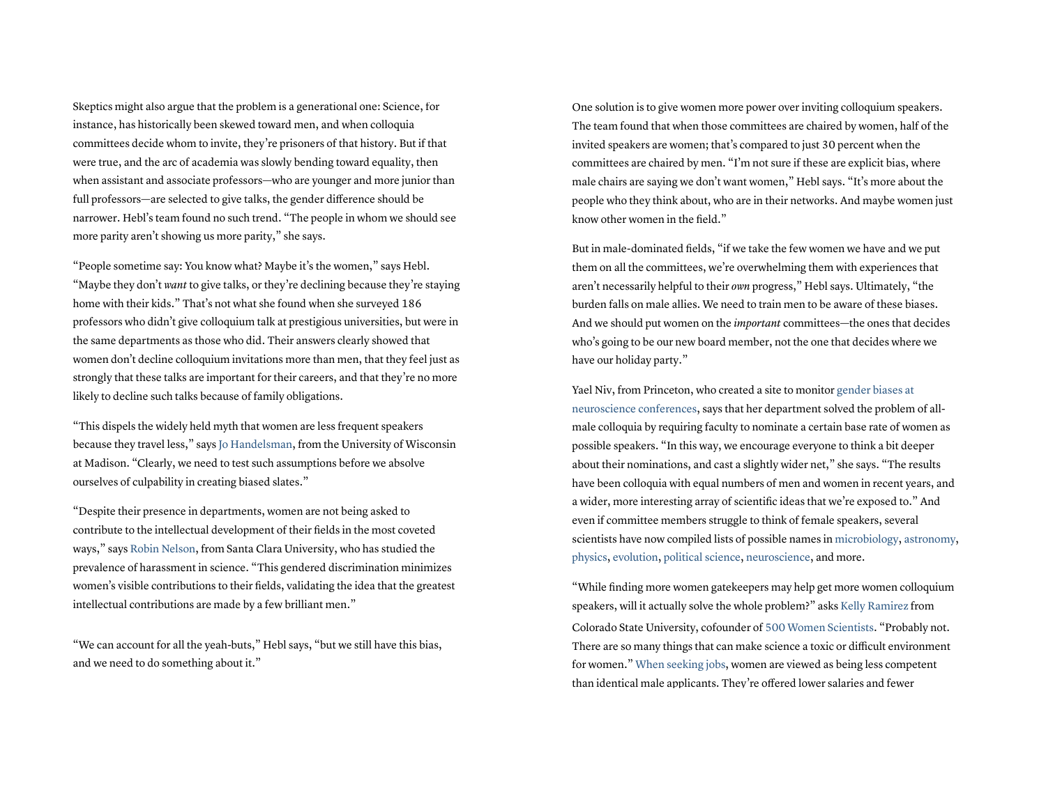Skeptics might also argue that the problem is a generational one: Science, for instance, has historically been skewed toward men, and when colloquia committees decide whom to invite, they're prisoners of that history. But if that were true, and the arc of academia was slowly bending toward equality, then when assistant and associate professors—who are younger and more junior than full professors—are selected to give talks, the gender difference should be narrower. Hebl's team found no such trend. "The people in whom we should see more parity aren't showing us more parity," she says.

"People sometime say: You know what? Maybe it's the women," says Hebl. "Maybe they don't *want* to give talks, or they're declining because they're staying home with their kids." That's not what she found when she surveyed 186 professors who didn't give colloquium talk at prestigious universities, but were in the same departments as those who did. Their answers clearly showed that women don't decline colloquium invitations more than men, that they feel just as strongly that these talks are important for their careers, and that they're no more likely to decline such talks because of family obligations.

"This dispels the widely held myth that women are less frequent speakers because they travel less," says Jo Handelsman, from the University of Wisconsin at Madison. "Clearly, we need to test such assumptions before we absolve ourselves of culpability in creating biased slates."

"Despite their presence in departments, women are not being asked to contribute to the intellectual development of their fields in the most coveted ways," says Robin Nelson, from Santa Clara University, who has studied the prevalence of harassment in science. "This gendered discrimination minimizes women's visible contributions to their fields, validating the idea that the greatest intellectual contributions are made by a few brilliant men."

"We can account for all the yeah-buts," Hebl says, "but we still have this bias, and we need to do something about it."

One solution is to give women more power over inviting colloquium speakers. The team found that when those committees are chaired by women, half of the invited speakers are women; that's compared to just 30 percent when the committees are chaired by men. "I'm not sure if these are explicit bias, where male chairs are saying we don't want women," Hebl says. "It's more about the people who they think about, who are in their networks. And maybe women just know other women in the field."

But in male-dominated fields, "if we take the few women we have and we put them on all the committees, we're overwhelming them with experiences that aren't necessarily helpful to their *own* progress," Hebl says. Ultimately, "the burden falls on male allies. We need to train men to be aware of these biases. And we should put women on the *important* committees—the ones that decides who's going to be our new board member, not the one that decides where we have our holiday party."

Yael Niv, from Princeton, who created a site to monitor gender biases at neuroscience conferences, says that her department solved the problem of all-male colloquia by requiring faculty to nominate a certain base rate of women as possible speakers. "In this way, we encourage everyone to think a bit deeper about their nominations, and cast a slightly wider net," she says. "The results have been colloquia with equal numbers of men and women in recent years, and a wider, more interesting array of scientific ideas that we're exposed to." And even if committee members struggle to think of female speakers, several scientists have now compiled lists of possible names in microbiology, astronomy, physics, evolution, political science, neuroscience, and more.

"While finding more women gatekeepers may help get more women colloquium speakers, will it actually solve the whole problem?" asks Kelly Ramirez from Colorado State University, cofounder of 500 Women Scientists. "Probably not. There are so many things that can make science a toxic or difficult environment for women." When seeking jobs, women are viewed as being less competent than identical male applicants. They're offered lower salaries and fewer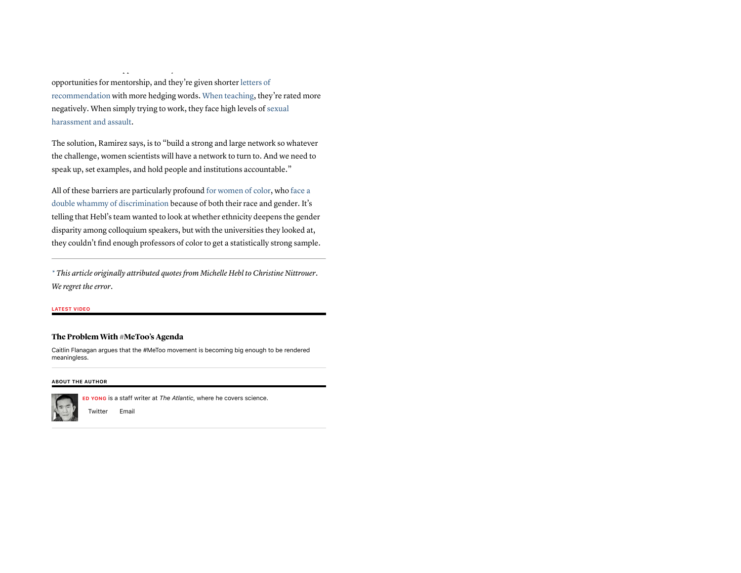opportunities for mentorship, and they're given shorter letters of recommendation with more hedging words. When teaching, they're rated more negatively. When simply trying to work, they face high levels of sexual harassment and assault.

The solution, Ramirez says, is to "build a strong and large network so whatever the challenge, women scientists will have a network to turn to. And we need to speak up, set examples, and hold people and institutions accountable."

All of these barriers are particularly profound for women of color, who face a double whammy of discrimination because of both their race and gender. It's telling that Hebl's team wanted to look at whether ethnicity deepens the gender disparity among colloquium speakers, but with the universities they looked at, they couldn't find enough professors of color to get a statistically strong sample.

---

* *This article originally attributed quotes from Michelle Hebl to Christine Nittrouer. We regret the error.*

**LATEST VIDEO**

**The Problem With #MeToo's Agenda**

Caitlin Flanagan argues that the #MeToo movement is becoming big enough to be rendered meaningless.

**ABOUT THE AUTHOR**

**ED YONG** is a staff writer at *The Atlantic*, where he covers science.

Twitter Email